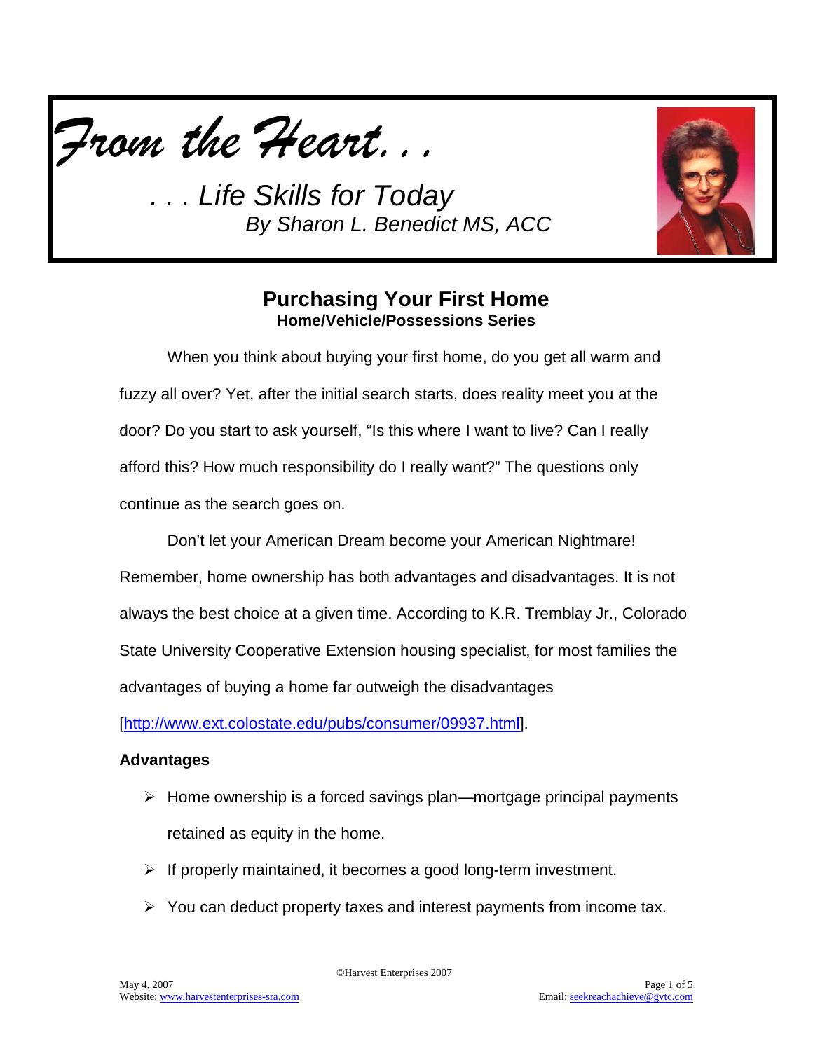# *From the Heart. . .*

*. . . Life Skills for Today*

*By Sharon L. Benedict MS, ACC*

## Purchasing Your First Home

**Home/Vehicle/Possessions Series**

When you think about buying your first home, do you get all warm and fuzzy all over? Yet, after the initial search starts, does reality meet you at the door? Do you start to ask yourself, "Is this where I want to live? Can I really afford this? How much responsibility do I really want?" The questions only continue as the search goes on.

Don't let your American Dream become your American Nightmare! Remember, home ownership has both advantages and disadvantages. It is not always the best choice at a given time. According to K.R. Tremblay Jr., Colorado State University Cooperative Extension housing specialist, for most families the advantages of buying a home far outweigh the disadvantages [http://www.ext.colostate.edu/pubs/consumer/09937.html].

**Advantages**

- Home ownership is a forced savings plan—mortgage principal payments retained as equity in the home.
- If properly maintained, it becomes a good long-term investment.
- You can deduct property taxes and interest payments from income tax.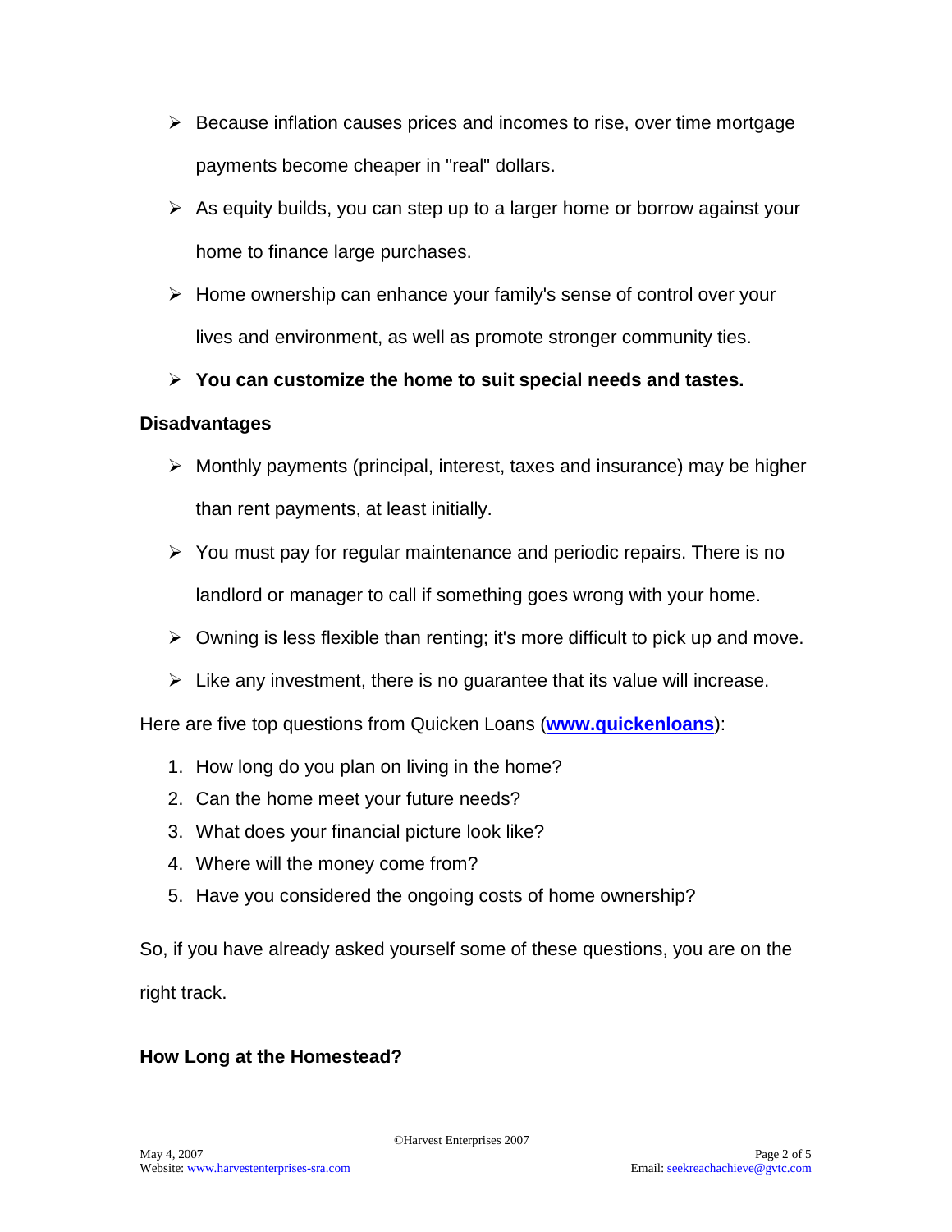- Because inflation causes prices and incomes to rise, over time mortgage payments become cheaper in "real" dollars.
- As equity builds, you can step up to a larger home or borrow against your home to finance large purchases.
- Home ownership can enhance your family's sense of control over your lives and environment, as well as promote stronger community ties.
- **You can customize the home to suit special needs and tastes.**

**Disadvantages**

- Monthly payments (principal, interest, taxes and insurance) may be higher than rent payments, at least initially.
- You must pay for regular maintenance and periodic repairs. There is no landlord or manager to call if something goes wrong with your home.
- Owning is less flexible than renting; it's more difficult to pick up and move.
- Like any investment, there is no guarantee that its value will increase.

Here are five top questions from Quicken Loans (**www.quickenloans**):

1. How long do you plan on living in the home?
2. Can the home meet your future needs?
3. What does your financial picture look like?
4. Where will the money come from?
5. Have you considered the ongoing costs of home ownership?

So, if you have already asked yourself some of these questions, you are on the right track.

**How Long at the Homestead?**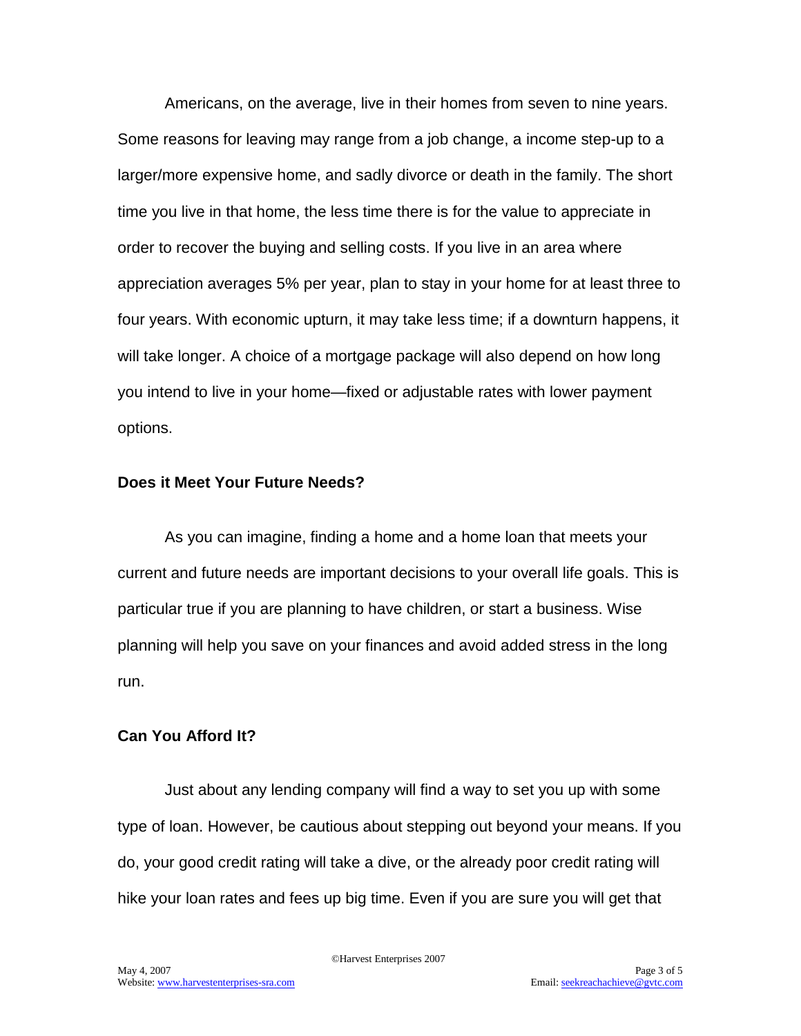Americans, on the average, live in their homes from seven to nine years. Some reasons for leaving may range from a job change, a income step-up to a larger/more expensive home, and sadly divorce or death in the family. The short time you live in that home, the less time there is for the value to appreciate in order to recover the buying and selling costs. If you live in an area where appreciation averages 5% per year, plan to stay in your home for at least three to four years. With economic upturn, it may take less time; if a downturn happens, it will take longer. A choice of a mortgage package will also depend on how long you intend to live in your home—fixed or adjustable rates with lower payment options.

### Does it Meet Your Future Needs?

As you can imagine, finding a home and a home loan that meets your current and future needs are important decisions to your overall life goals. This is particular true if you are planning to have children, or start a business. Wise planning will help you save on your finances and avoid added stress in the long run.

### Can You Afford It?

Just about any lending company will find a way to set you up with some type of loan. However, be cautious about stepping out beyond your means. If you do, your good credit rating will take a dive, or the already poor credit rating will hike your loan rates and fees up big time. Even if you are sure you will get that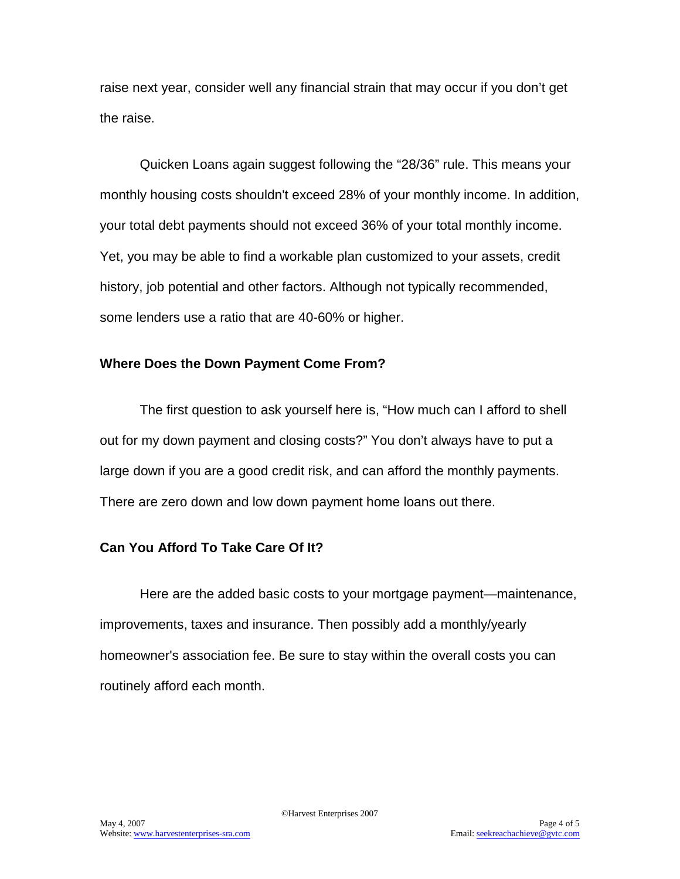raise next year, consider well any financial strain that may occur if you don't get the raise.

Quicken Loans again suggest following the "28/36" rule. This means your monthly housing costs shouldn't exceed 28% of your monthly income. In addition, your total debt payments should not exceed 36% of your total monthly income. Yet, you may be able to find a workable plan customized to your assets, credit history, job potential and other factors. Although not typically recommended, some lenders use a ratio that are 40-60% or higher.

**Where Does the Down Payment Come From?**

The first question to ask yourself here is, "How much can I afford to shell out for my down payment and closing costs?" You don't always have to put a large down if you are a good credit risk, and can afford the monthly payments. There are zero down and low down payment home loans out there.

**Can You Afford To Take Care Of It?**

Here are the added basic costs to your mortgage payment—maintenance, improvements, taxes and insurance. Then possibly add a monthly/yearly homeowner's association fee. Be sure to stay within the overall costs you can routinely afford each month.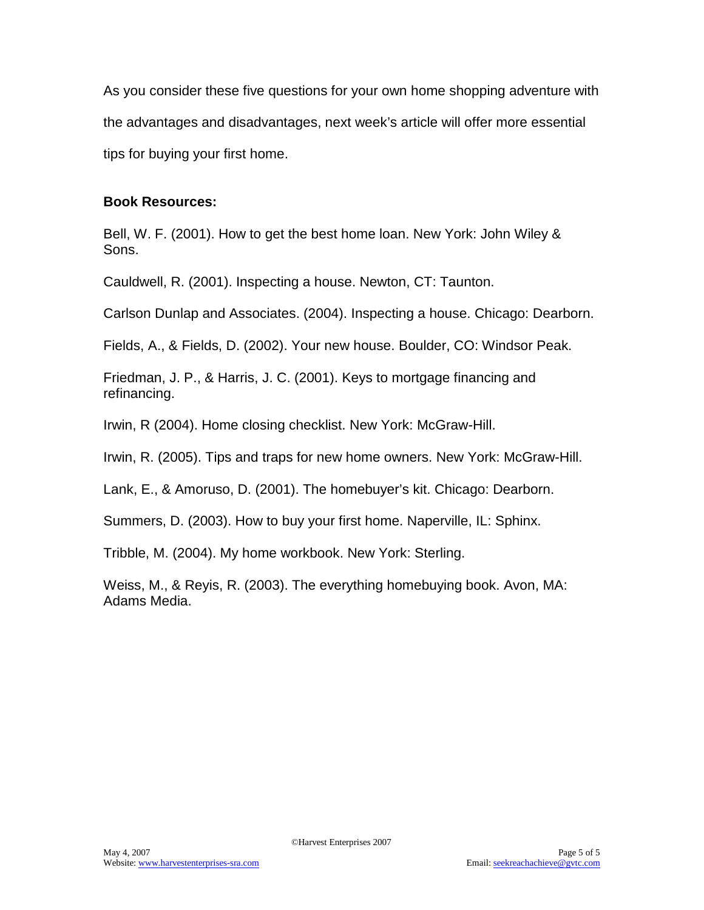As you consider these five questions for your own home shopping adventure with the advantages and disadvantages, next week's article will offer more essential tips for buying your first home.

**Book Resources:**

Bell, W. F. (2001). How to get the best home loan. New York: John Wiley & Sons.

Cauldwell, R. (2001). Inspecting a house. Newton, CT: Taunton.

Carlson Dunlap and Associates. (2004). Inspecting a house. Chicago: Dearborn.

Fields, A., & Fields, D. (2002). Your new house. Boulder, CO: Windsor Peak.

Friedman, J. P., & Harris, J. C. (2001). Keys to mortgage financing and refinancing.

Irwin, R (2004). Home closing checklist. New York: McGraw-Hill.

Irwin, R. (2005). Tips and traps for new home owners. New York: McGraw-Hill.

Lank, E., & Amoruso, D. (2001). The homebuyer's kit. Chicago: Dearborn.

Summers, D. (2003). How to buy your first home. Naperville, IL: Sphinx.

Tribble, M. (2004). My home workbook. New York: Sterling.

Weiss, M., & Reyis, R. (2003). The everything homebuying book. Avon, MA: Adams Media.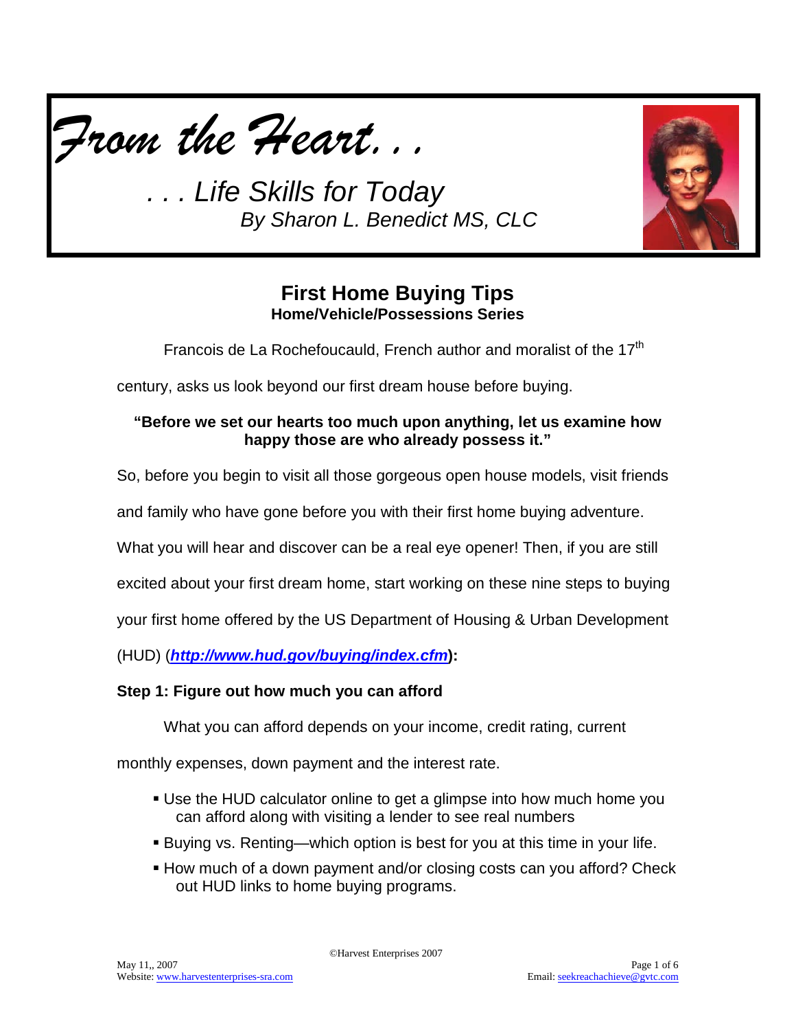# *From the Heart. . .*

## *. . . Life Skills for Today*

*By Sharon L. Benedict MS, CLC*

## First Home Buying Tips

**Home/Vehicle/Possessions Series**

Francois de La Rochefoucauld, French author and moralist of the 17th century, asks us look beyond our first dream house before buying.

**"Before we set our hearts too much upon anything, let us examine how happy those are who already possess it."**

So, before you begin to visit all those gorgeous open house models, visit friends and family who have gone before you with their first home buying adventure. What you will hear and discover can be a real eye opener! Then, if you are still excited about your first dream home, start working on these nine steps to buying your first home offered by the US Department of Housing & Urban Development (HUD) (***http://www.hud.gov/buying/index.cfm***)**:**

**Step 1: Figure out how much you can afford**

What you can afford depends on your income, credit rating, current monthly expenses, down payment and the interest rate.

- Use the HUD calculator online to get a glimpse into how much home you can afford along with visiting a lender to see real numbers
- Buying vs. Renting—which option is best for you at this time in your life.
- How much of a down payment and/or closing costs can you afford? Check out HUD links to home buying programs.

©Harvest Enterprises 2007

May 11,, 2007

Website: www.harvestenterprises-sra.com

Email: seekreachachieve@gvtc.com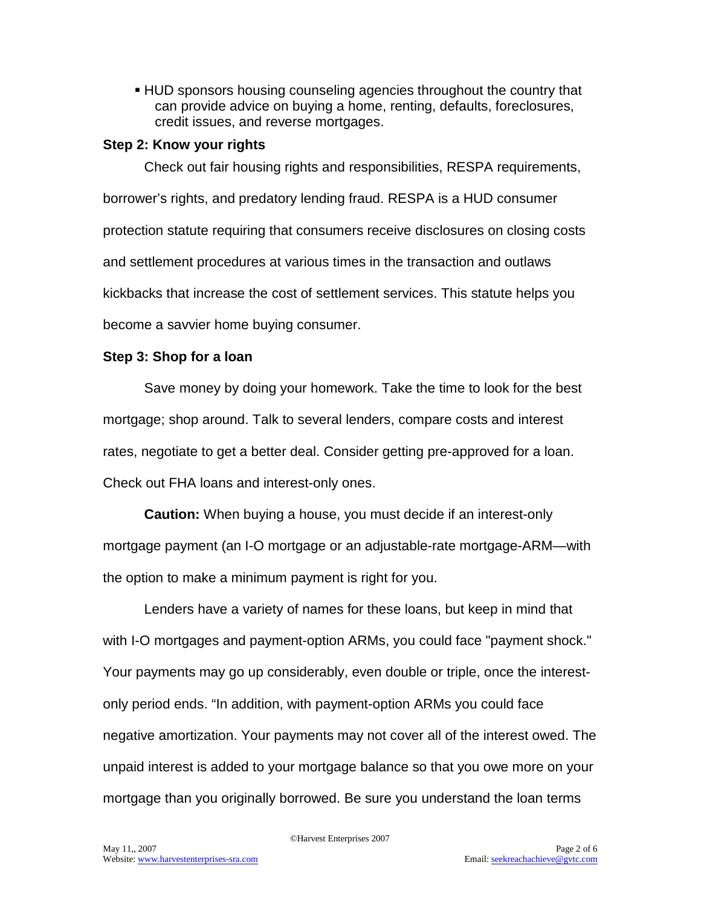- HUD sponsors housing counseling agencies throughout the country that can provide advice on buying a home, renting, defaults, foreclosures, credit issues, and reverse mortgages.

**Step 2: Know your rights**

Check out fair housing rights and responsibilities, RESPA requirements, borrower's rights, and predatory lending fraud. RESPA is a HUD consumer protection statute requiring that consumers receive disclosures on closing costs and settlement procedures at various times in the transaction and outlaws kickbacks that increase the cost of settlement services. This statute helps you become a savvier home buying consumer.

**Step 3: Shop for a loan**

Save money by doing your homework. Take the time to look for the best mortgage; shop around. Talk to several lenders, compare costs and interest rates, negotiate to get a better deal. Consider getting pre-approved for a loan. Check out FHA loans and interest-only ones.

**Caution:** When buying a house, you must decide if an interest-only mortgage payment (an I-O mortgage or an adjustable-rate mortgage-ARM—with the option to make a minimum payment is right for you.

Lenders have a variety of names for these loans, but keep in mind that with I-O mortgages and payment-option ARMs, you could face "payment shock." Your payments may go up considerably, even double or triple, once the interest-only period ends. "In addition, with payment-option ARMs you could face negative amortization. Your payments may not cover all of the interest owed. The unpaid interest is added to your mortgage balance so that you owe more on your mortgage than you originally borrowed. Be sure you understand the loan terms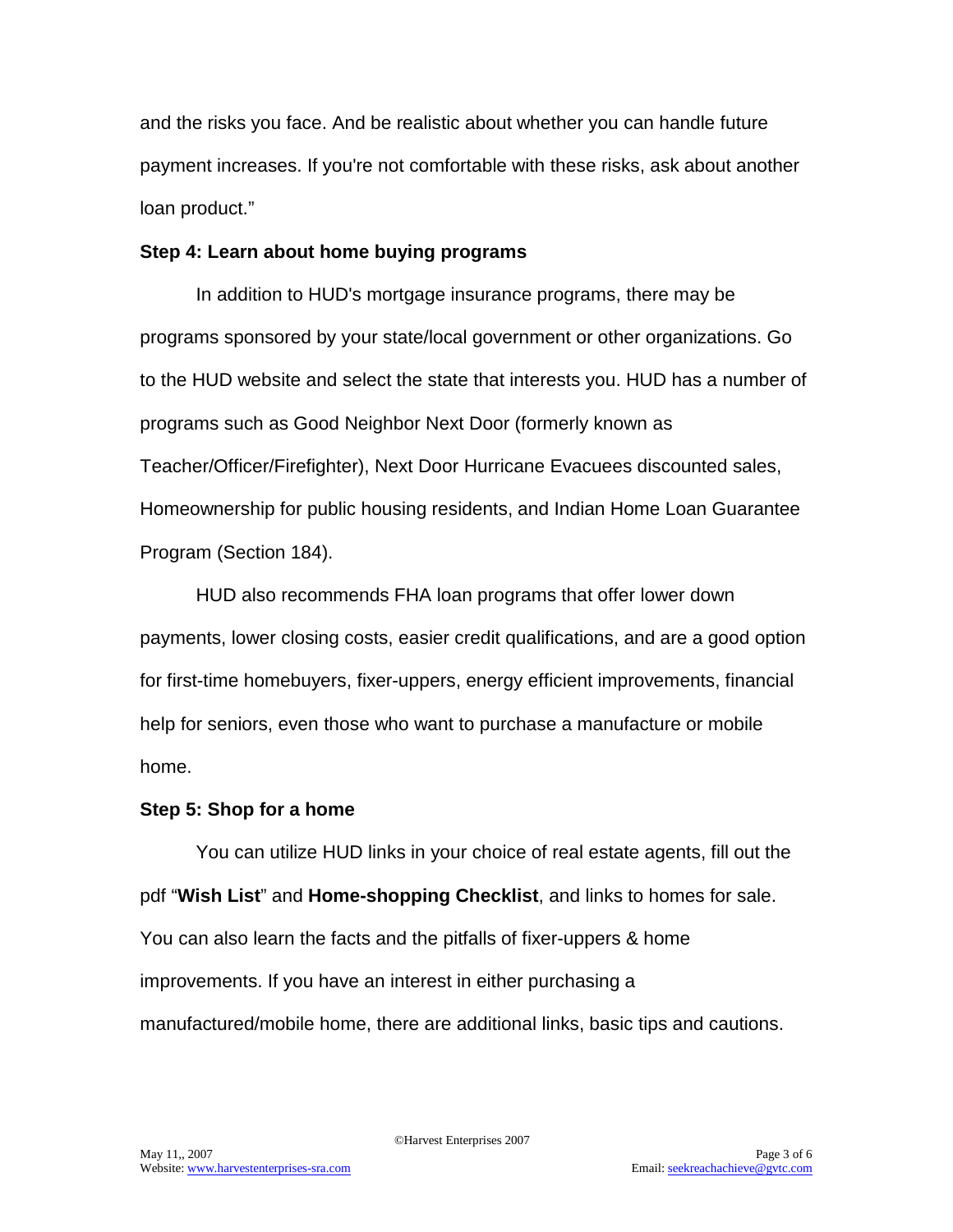and the risks you face. And be realistic about whether you can handle future payment increases. If you're not comfortable with these risks, ask about another loan product."

**Step 4: Learn about home buying programs**

In addition to HUD's mortgage insurance programs, there may be programs sponsored by your state/local government or other organizations. Go to the HUD website and select the state that interests you. HUD has a number of programs such as Good Neighbor Next Door (formerly known as Teacher/Officer/Firefighter), Next Door Hurricane Evacuees discounted sales, Homeownership for public housing residents, and Indian Home Loan Guarantee Program (Section 184).

HUD also recommends FHA loan programs that offer lower down payments, lower closing costs, easier credit qualifications, and are a good option for first-time homebuyers, fixer-uppers, energy efficient improvements, financial help for seniors, even those who want to purchase a manufacture or mobile home.

**Step 5: Shop for a home**

You can utilize HUD links in your choice of real estate agents, fill out the pdf "**Wish List**" and **Home-shopping Checklist**, and links to homes for sale. You can also learn the facts and the pitfalls of fixer-uppers & home improvements. If you have an interest in either purchasing a manufactured/mobile home, there are additional links, basic tips and cautions.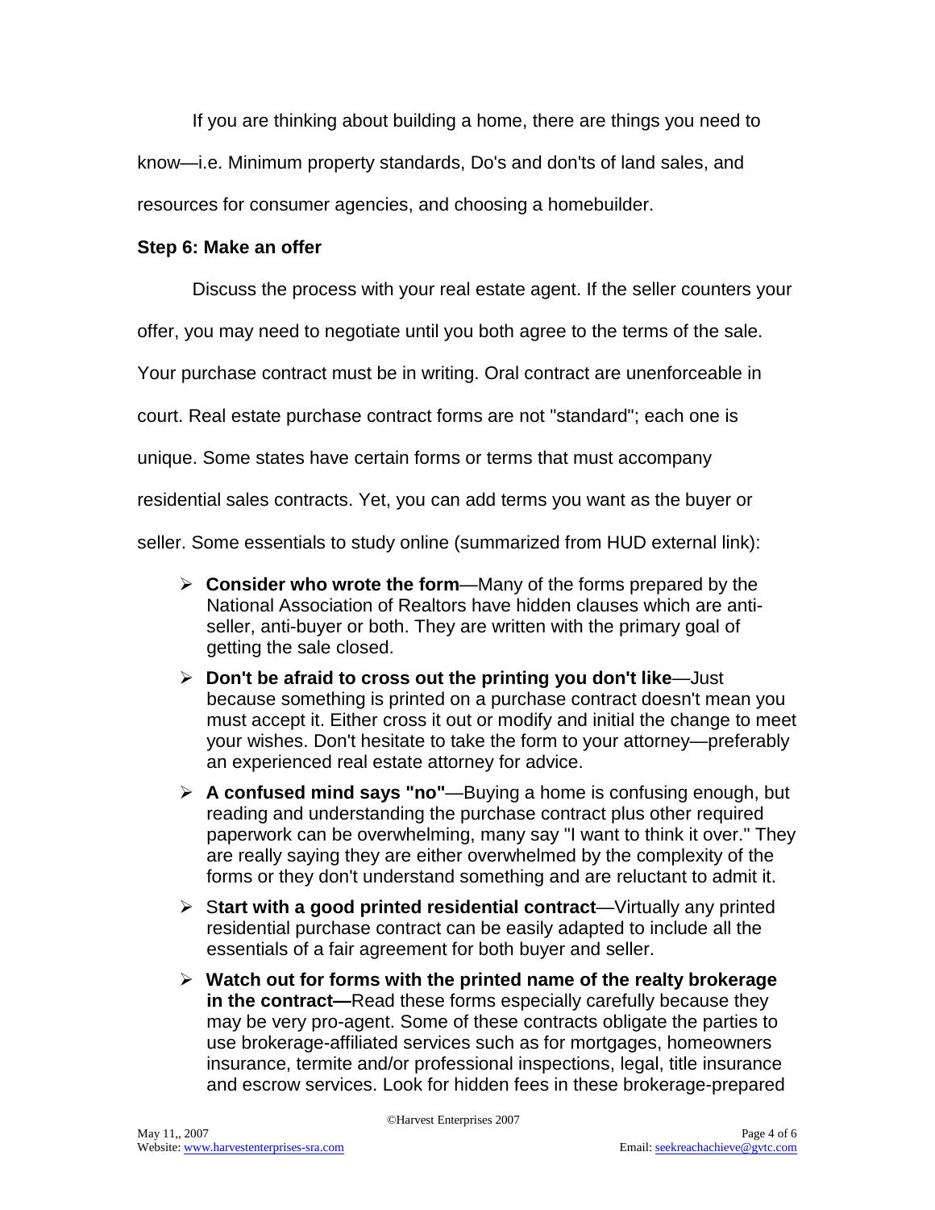If you are thinking about building a home, there are things you need to know—i.e. Minimum property standards, Do's and don'ts of land sales, and resources for consumer agencies, and choosing a homebuilder.

**Step 6: Make an offer**

Discuss the process with your real estate agent. If the seller counters your offer, you may need to negotiate until you both agree to the terms of the sale. Your purchase contract must be in writing. Oral contract are unenforceable in court. Real estate purchase contract forms are not "standard"; each one is unique. Some states have certain forms or terms that must accompany residential sales contracts. Yet, you can add terms you want as the buyer or seller. Some essentials to study online (summarized from HUD external link):

- **Consider who wrote the form**—Many of the forms prepared by the National Association of Realtors have hidden clauses which are anti-seller, anti-buyer or both. They are written with the primary goal of getting the sale closed.
- **Don't be afraid to cross out the printing you don't like**—Just because something is printed on a purchase contract doesn't mean you must accept it. Either cross it out or modify and initial the change to meet your wishes. Don't hesitate to take the form to your attorney—preferably an experienced real estate attorney for advice.
- **A confused mind says "no"**—Buying a home is confusing enough, but reading and understanding the purchase contract plus other required paperwork can be overwhelming, many say "I want to think it over." They are really saying they are either overwhelmed by the complexity of the forms or they don't understand something and are reluctant to admit it.
- S**tart with a good printed residential contract**—Virtually any printed residential purchase contract can be easily adapted to include all the essentials of a fair agreement for both buyer and seller.
- **Watch out for forms with the printed name of the realty brokerage in the contract—**Read these forms especially carefully because they may be very pro-agent. Some of these contracts obligate the parties to use brokerage-affiliated services such as for mortgages, homeowners insurance, termite and/or professional inspections, legal, title insurance and escrow services. Look for hidden fees in these brokerage-prepared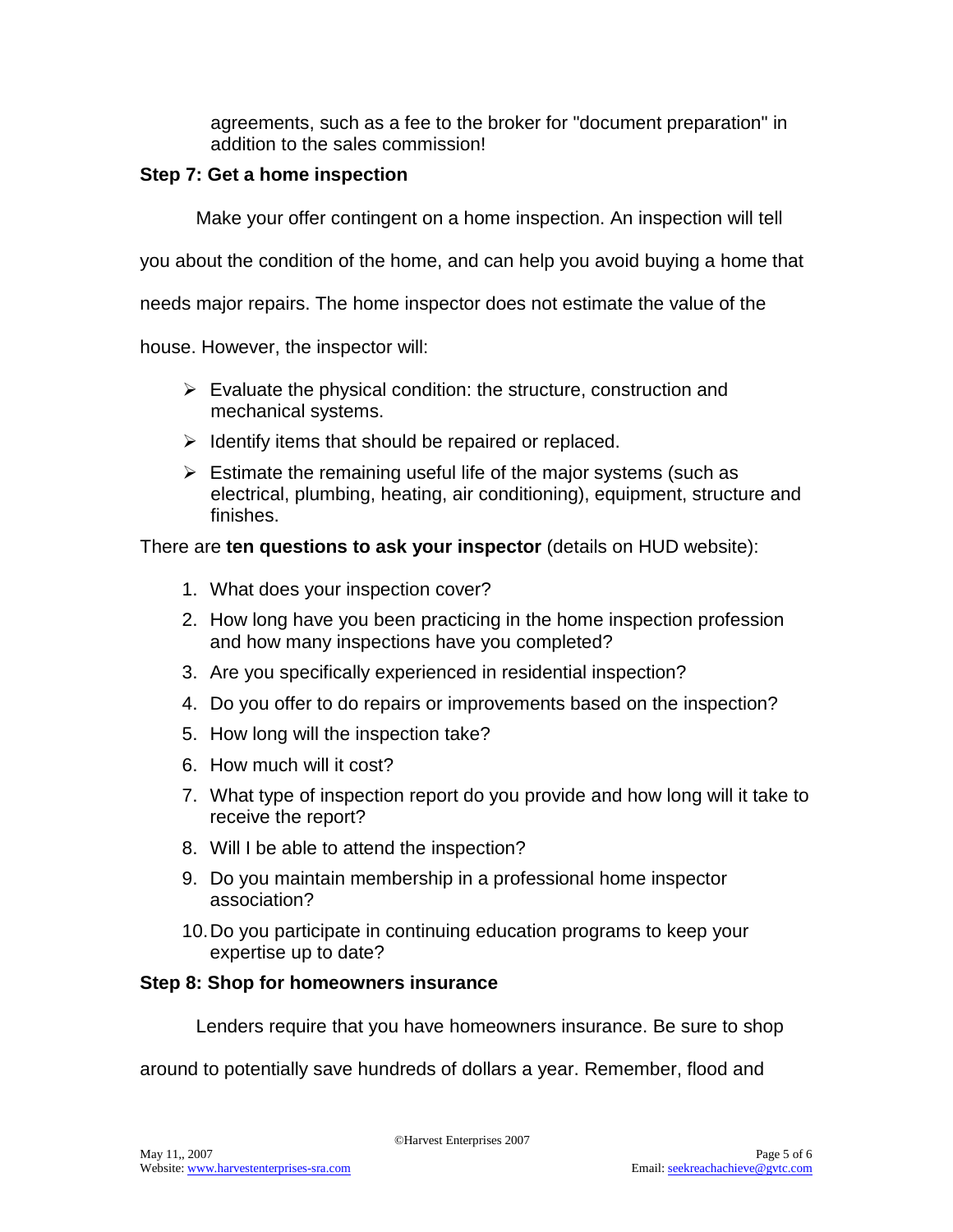agreements, such as a fee to the broker for "document preparation" in addition to the sales commission!

### Step 7: Get a home inspection

Make your offer contingent on a home inspection. An inspection will tell you about the condition of the home, and can help you avoid buying a home that needs major repairs. The home inspector does not estimate the value of the house. However, the inspector will:

- Evaluate the physical condition: the structure, construction and mechanical systems.
- Identify items that should be repaired or replaced.
- Estimate the remaining useful life of the major systems (such as electrical, plumbing, heating, air conditioning), equipment, structure and finishes.

There are **ten questions to ask your inspector** (details on HUD website):

1. What does your inspection cover?
2. How long have you been practicing in the home inspection profession and how many inspections have you completed?
3. Are you specifically experienced in residential inspection?
4. Do you offer to do repairs or improvements based on the inspection?
5. How long will the inspection take?
6. How much will it cost?
7. What type of inspection report do you provide and how long will it take to receive the report?
8. Will I be able to attend the inspection?
9. Do you maintain membership in a professional home inspector association?
10. Do you participate in continuing education programs to keep your expertise up to date?

### Step 8: Shop for homeowners insurance

Lenders require that you have homeowners insurance. Be sure to shop around to potentially save hundreds of dollars a year. Remember, flood and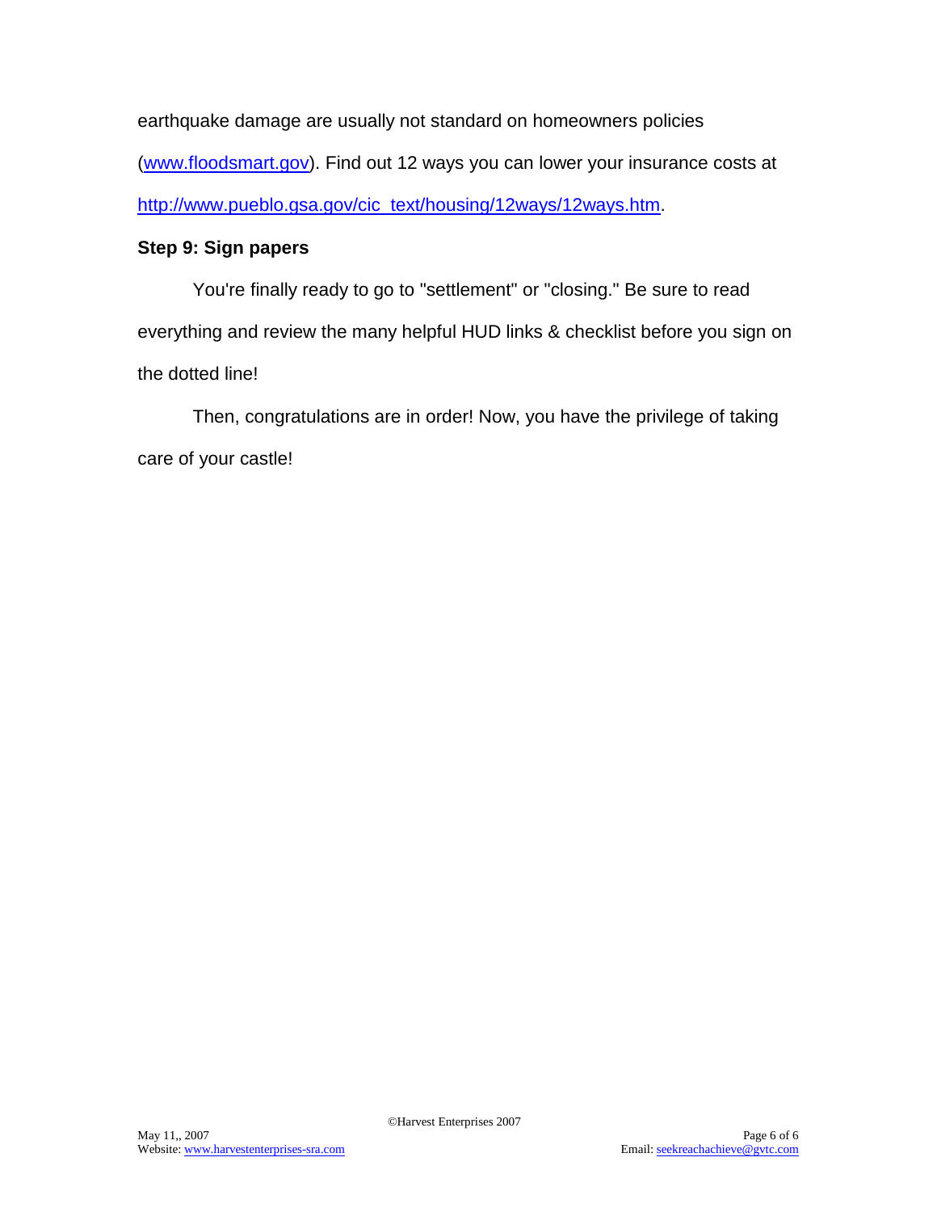earthquake damage are usually not standard on homeowners policies (www.floodsmart.gov). Find out 12 ways you can lower your insurance costs at http://www.pueblo.gsa.gov/cic_text/housing/12ways/12ways.htm.

**Step 9: Sign papers**

You're finally ready to go to "settlement" or "closing." Be sure to read everything and review the many helpful HUD links & checklist before you sign on the dotted line!

Then, congratulations are in order! Now, you have the privilege of taking care of your castle!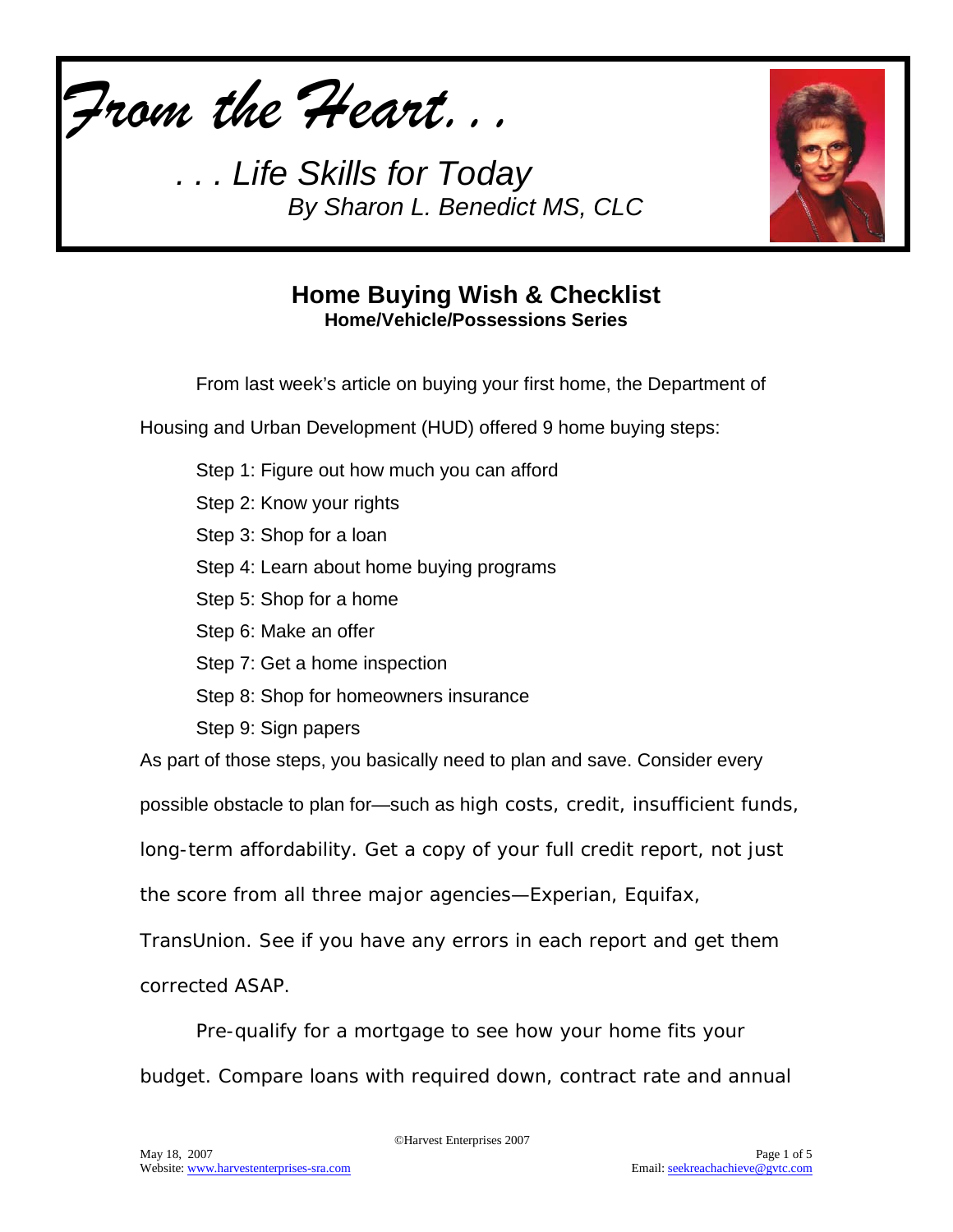*From the Heart. . .*

*. . . Life Skills for Today*
*By Sharon L. Benedict MS, CLC*

## Home Buying Wish & Checklist
### Home/Vehicle/Possessions Series

From last week's article on buying your first home, the Department of Housing and Urban Development (HUD) offered 9 home buying steps:

- Step 1: Figure out how much you can afford
- Step 2: Know your rights
- Step 3: Shop for a loan
- Step 4: Learn about home buying programs
- Step 5: Shop for a home
- Step 6: Make an offer
- Step 7: Get a home inspection
- Step 8: Shop for homeowners insurance
- Step 9: Sign papers

As part of those steps, you basically need to plan and save. Consider every possible obstacle to plan for—such as high costs, credit, insufficient funds, long-term affordability. Get a copy of your full credit report, not just the score from all three major agencies—Experian, Equifax, TransUnion. See if you have any errors in each report and get them corrected ASAP.

Pre-qualify for a mortgage to see how your home fits your budget. Compare loans with required down, contract rate and annual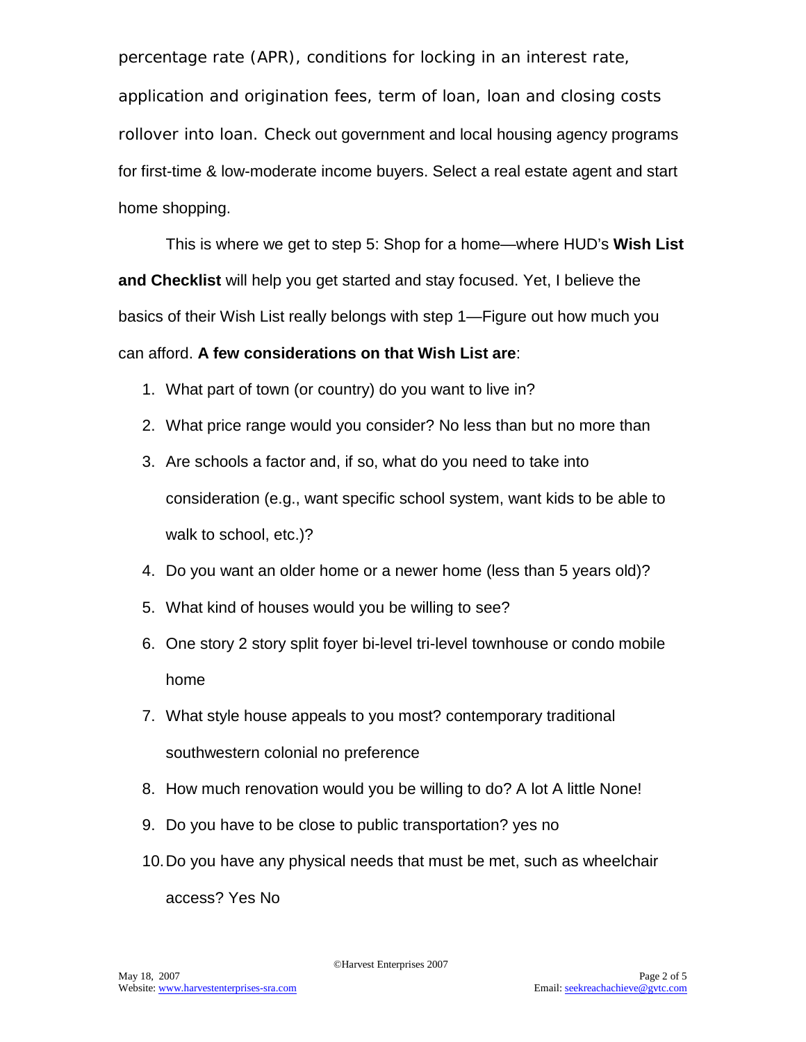percentage rate (APR), conditions for locking in an interest rate, application and origination fees, term of loan, loan and closing costs rollover into loan. Check out government and local housing agency programs for first-time & low-moderate income buyers. Select a real estate agent and start home shopping.

This is where we get to step 5: Shop for a home—where HUD's **Wish List and Checklist** will help you get started and stay focused. Yet, I believe the basics of their Wish List really belongs with step 1—Figure out how much you can afford. **A few considerations on that Wish List are**:

1. What part of town (or country) do you want to live in?
2. What price range would you consider? No less than but no more than
3. Are schools a factor and, if so, what do you need to take into consideration (e.g., want specific school system, want kids to be able to walk to school, etc.)?
4. Do you want an older home or a newer home (less than 5 years old)?
5. What kind of houses would you be willing to see?
6. One story 2 story split foyer bi-level tri-level townhouse or condo mobile home
7. What style house appeals to you most? contemporary traditional southwestern colonial no preference
8. How much renovation would you be willing to do? A lot A little None!
9. Do you have to be close to public transportation? yes no
10. Do you have any physical needs that must be met, such as wheelchair access? Yes No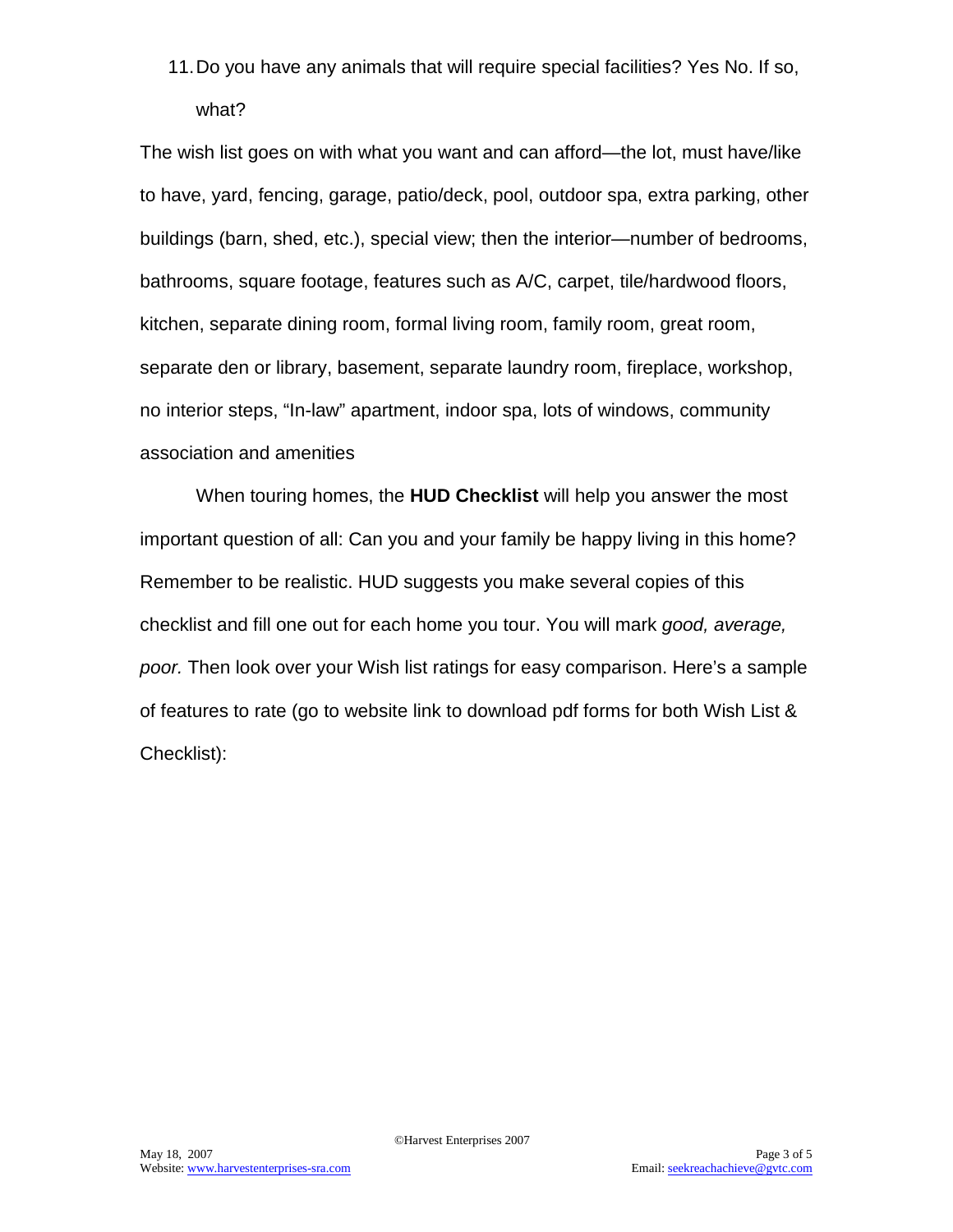11. Do you have any animals that will require special facilities? Yes No. If so, what?

The wish list goes on with what you want and can afford—the lot, must have/like to have, yard, fencing, garage, patio/deck, pool, outdoor spa, extra parking, other buildings (barn, shed, etc.), special view; then the interior—number of bedrooms, bathrooms, square footage, features such as A/C, carpet, tile/hardwood floors, kitchen, separate dining room, formal living room, family room, great room, separate den or library, basement, separate laundry room, fireplace, workshop, no interior steps, "In-law" apartment, indoor spa, lots of windows, community association and amenities

When touring homes, the **HUD Checklist** will help you answer the most important question of all: Can you and your family be happy living in this home? Remember to be realistic. HUD suggests you make several copies of this checklist and fill one out for each home you tour. You will mark *good, average, poor.* Then look over your Wish list ratings for easy comparison. Here's a sample of features to rate (go to website link to download pdf forms for both Wish List & Checklist):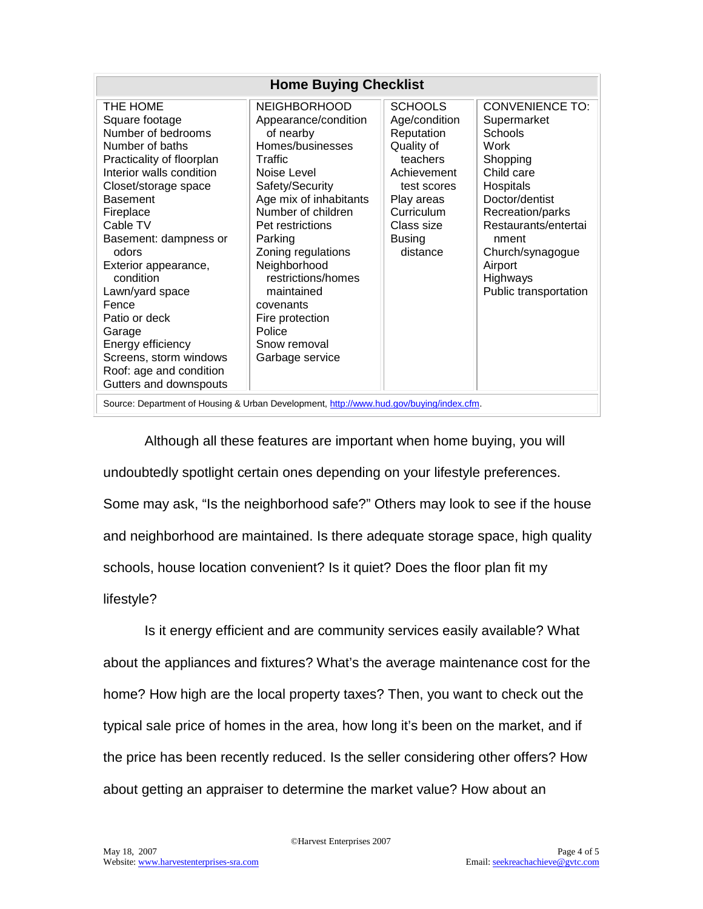**Home Buying Checklist**

| THE HOME | NEIGHBORHOOD | SCHOOLS | CONVENIENCE TO: |
|---|---|---|---|
| Square footage | Appearance/condition of nearby | Age/condition | Supermarket |
| Number of bedrooms | Homes/businesses | Reputation | Schools |
| Number of baths | Traffic | Quality of teachers | Work |
| Practicality of floorplan | Noise Level | Achievement test scores | Shopping |
| Interior walls condition | Safety/Security | Play areas | Child care |
| Closet/storage space | Age mix of inhabitants | Curriculum | Hospitals |
| Basement | Number of children | Class size | Doctor/dentist |
| Fireplace | Pet restrictions | Busing distance | Recreation/parks |
| Cable TV | Parking | | Restaurants/entertainment |
| Basement: dampness or odors | Zoning regulations | | Church/synagogue |
| Exterior appearance, condition | Neighborhood restrictions/homes maintained | | Airport |
| Lawn/yard space | covenants | | Highways |
| Fence | Fire protection | | Public transportation |
| Patio or deck | Police | | |
| Garage | Snow removal | | |
| Energy efficiency | Garbage service | | |
| Screens, storm windows | | | |
| Roof: age and condition | | | |
| Gutters and downspouts | | | |

Source: Department of Housing & Urban Development, http://www.hud.gov/buying/index.cfm.

Although all these features are important when home buying, you will undoubtedly spotlight certain ones depending on your lifestyle preferences. Some may ask, "Is the neighborhood safe?" Others may look to see if the house and neighborhood are maintained. Is there adequate storage space, high quality schools, house location convenient? Is it quiet? Does the floor plan fit my lifestyle?

Is it energy efficient and are community services easily available? What about the appliances and fixtures? What's the average maintenance cost for the home? How high are the local property taxes? Then, you want to check out the typical sale price of homes in the area, how long it's been on the market, and if the price has been recently reduced. Is the seller considering other offers? How about getting an appraiser to determine the market value? How about an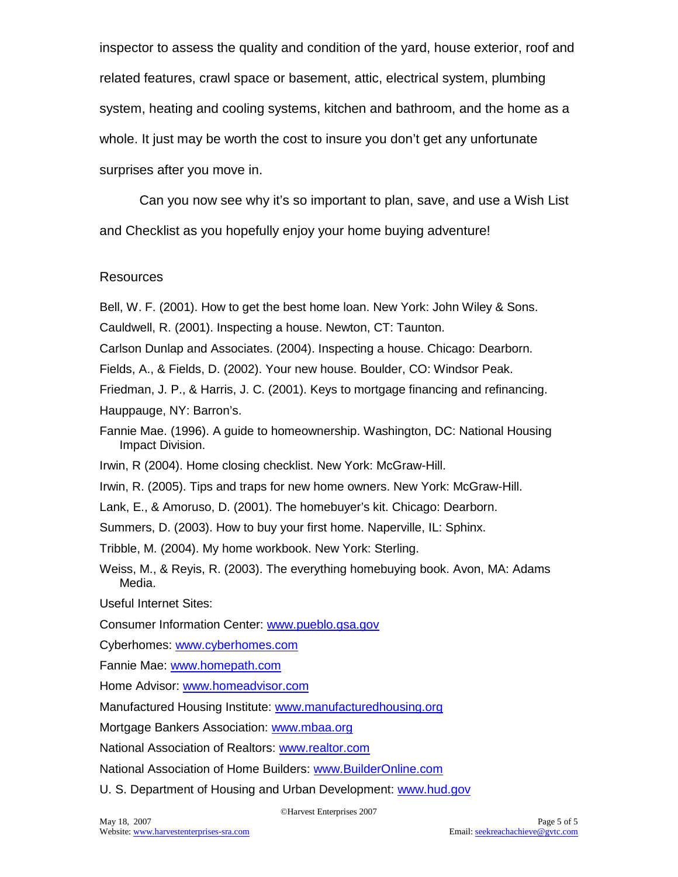inspector to assess the quality and condition of the yard, house exterior, roof and related features, crawl space or basement, attic, electrical system, plumbing system, heating and cooling systems, kitchen and bathroom, and the home as a whole. It just may be worth the cost to insure you don't get any unfortunate surprises after you move in.

Can you now see why it's so important to plan, save, and use a Wish List and Checklist as you hopefully enjoy your home buying adventure!

## Resources

Bell, W. F. (2001). How to get the best home loan. New York: John Wiley & Sons.

Cauldwell, R. (2001). Inspecting a house. Newton, CT: Taunton.

Carlson Dunlap and Associates. (2004). Inspecting a house. Chicago: Dearborn.

Fields, A., & Fields, D. (2002). Your new house. Boulder, CO: Windsor Peak.

Friedman, J. P., & Harris, J. C. (2001). Keys to mortgage financing and refinancing. Hauppauge, NY: Barron's.

Fannie Mae. (1996). A guide to homeownership. Washington, DC: National Housing Impact Division.

Irwin, R (2004). Home closing checklist. New York: McGraw-Hill.

Irwin, R. (2005). Tips and traps for new home owners. New York: McGraw-Hill.

Lank, E., & Amoruso, D. (2001). The homebuyer's kit. Chicago: Dearborn.

Summers, D. (2003). How to buy your first home. Naperville, IL: Sphinx.

Tribble, M. (2004). My home workbook. New York: Sterling.

Weiss, M., & Reyis, R. (2003). The everything homebuying book. Avon, MA: Adams Media.

Useful Internet Sites:

Consumer Information Center: www.pueblo.gsa.gov

Cyberhomes: www.cyberhomes.com

Fannie Mae: www.homepath.com

Home Advisor: www.homeadvisor.com

Manufactured Housing Institute: www.manufacturedhousing.org

Mortgage Bankers Association: www.mbaa.org

National Association of Realtors: www.realtor.com

National Association of Home Builders: www.BuilderOnline.com

U. S. Department of Housing and Urban Development: www.hud.gov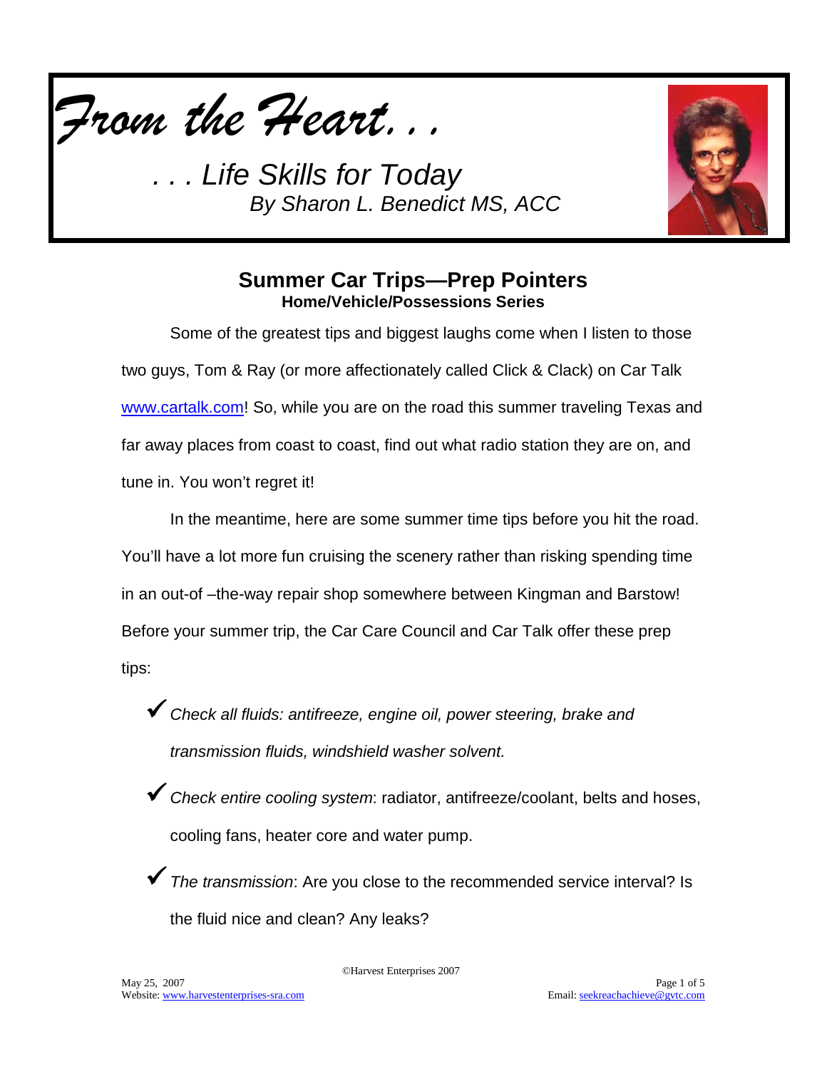# *From the Heart. . .*

*. . . Life Skills for Today*
*By Sharon L. Benedict MS, ACC*

## Summer Car Trips—Prep Pointers
### Home/Vehicle/Possessions Series

Some of the greatest tips and biggest laughs come when I listen to those two guys, Tom & Ray (or more affectionately called Click & Clack) on Car Talk www.cartalk.com! So, while you are on the road this summer traveling Texas and far away places from coast to coast, find out what radio station they are on, and tune in. You won't regret it!

In the meantime, here are some summer time tips before you hit the road. You'll have a lot more fun cruising the scenery rather than risking spending time in an out-of –the-way repair shop somewhere between Kingman and Barstow! Before your summer trip, the Car Care Council and Car Talk offer these prep tips:

- ✔ *Check all fluids: antifreeze, engine oil, power steering, brake and transmission fluids, windshield washer solvent.*
- ✔ *Check entire cooling system*: radiator, antifreeze/coolant, belts and hoses, cooling fans, heater core and water pump.
- ✔ *The transmission*: Are you close to the recommended service interval? Is the fluid nice and clean? Any leaks?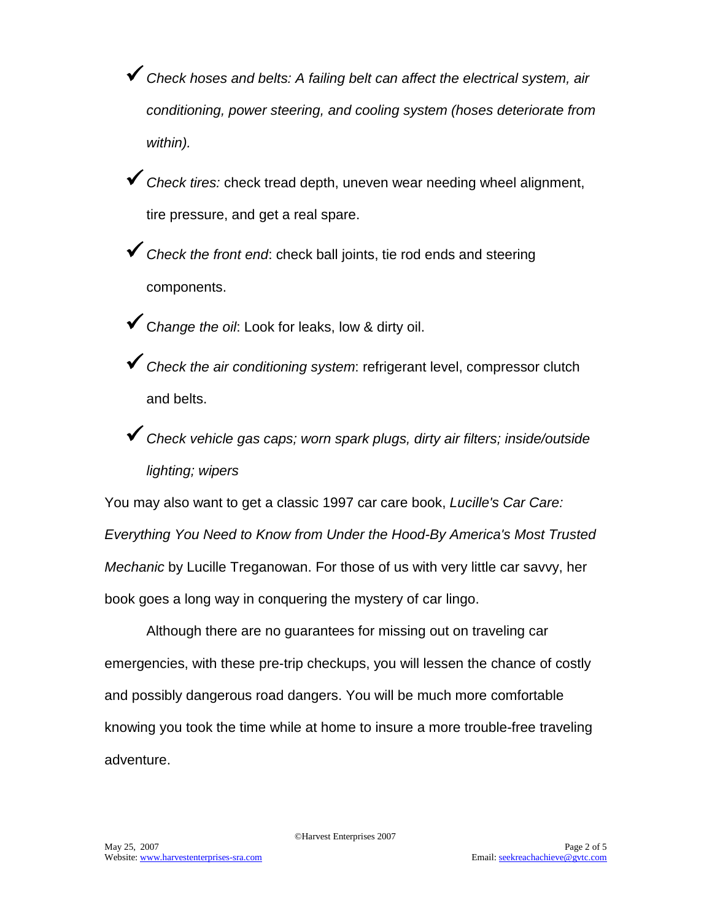- ✓ *Check hoses and belts: A failing belt can affect the electrical system, air conditioning, power steering, and cooling system (hoses deteriorate from within).*
- ✓ *Check tires:* check tread depth, uneven wear needing wheel alignment, tire pressure, and get a real spare.
- ✓ *Check the front end*: check ball joints, tie rod ends and steering components.
- ✓ C*hange the oil*: Look for leaks, low & dirty oil.
- ✓ *Check the air conditioning system*: refrigerant level, compressor clutch and belts.
- ✓ *Check vehicle gas caps; worn spark plugs, dirty air filters; inside/outside lighting; wipers*

You may also want to get a classic 1997 car care book, *Lucille's Car Care: Everything You Need to Know from Under the Hood-By America's Most Trusted Mechanic* by Lucille Treganowan. For those of us with very little car savvy, her book goes a long way in conquering the mystery of car lingo.

Although there are no guarantees for missing out on traveling car emergencies, with these pre-trip checkups, you will lessen the chance of costly and possibly dangerous road dangers. You will be much more comfortable knowing you took the time while at home to insure a more trouble-free traveling adventure.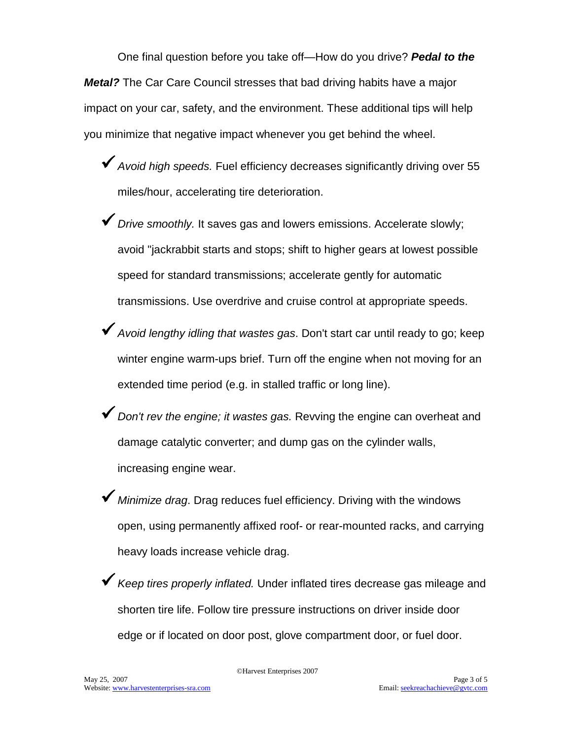One final question before you take off—How do you drive? ***Pedal to the Metal?*** The Car Care Council stresses that bad driving habits have a major impact on your car, safety, and the environment. These additional tips will help you minimize that negative impact whenever you get behind the wheel.

- ✓ *Avoid high speeds.* Fuel efficiency decreases significantly driving over 55 miles/hour, accelerating tire deterioration.
- ✓ *Drive smoothly.* It saves gas and lowers emissions. Accelerate slowly; avoid "jackrabbit starts and stops; shift to higher gears at lowest possible speed for standard transmissions; accelerate gently for automatic transmissions. Use overdrive and cruise control at appropriate speeds.
- ✓ *Avoid lengthy idling that wastes gas*. Don't start car until ready to go; keep winter engine warm-ups brief. Turn off the engine when not moving for an extended time period (e.g. in stalled traffic or long line).
- ✓ *Don't rev the engine; it wastes gas.* Revving the engine can overheat and damage catalytic converter; and dump gas on the cylinder walls, increasing engine wear.
- ✓ *Minimize drag*. Drag reduces fuel efficiency. Driving with the windows open, using permanently affixed roof- or rear-mounted racks, and carrying heavy loads increase vehicle drag.
- ✓ *Keep tires properly inflated.* Under inflated tires decrease gas mileage and shorten tire life. Follow tire pressure instructions on driver inside door edge or if located on door post, glove compartment door, or fuel door.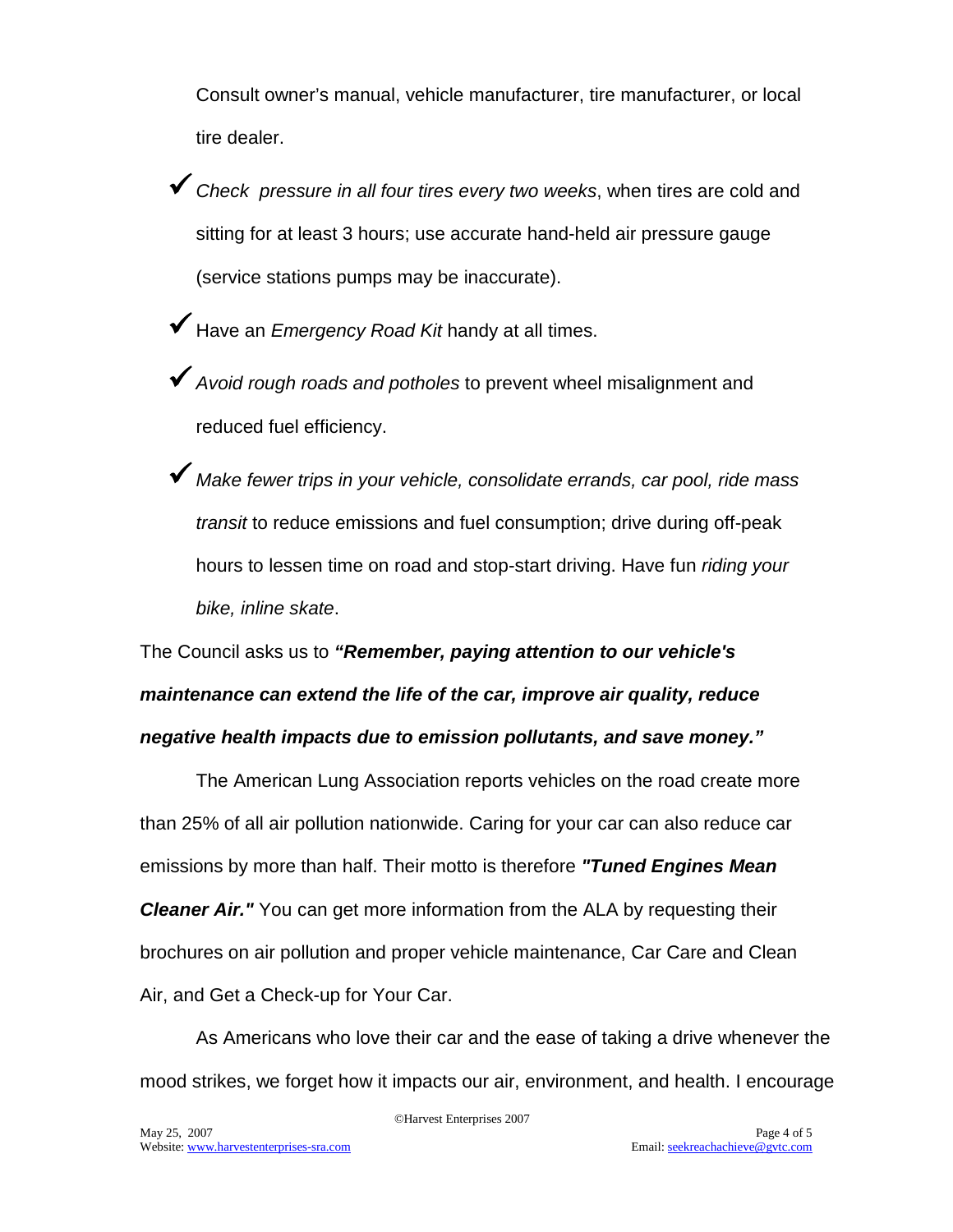Consult owner's manual, vehicle manufacturer, tire manufacturer, or local tire dealer.

- ✔ *Check pressure in all four tires every two weeks*, when tires are cold and sitting for at least 3 hours; use accurate hand-held air pressure gauge (service stations pumps may be inaccurate).
- ✔ Have an *Emergency Road Kit* handy at all times.
- ✔ *Avoid rough roads and potholes* to prevent wheel misalignment and reduced fuel efficiency.
- ✔ *Make fewer trips in your vehicle, consolidate errands, car pool, ride mass transit* to reduce emissions and fuel consumption; drive during off-peak hours to lessen time on road and stop-start driving. Have fun *riding your bike, inline skate*.

The Council asks us to ***"Remember, paying attention to our vehicle's maintenance can extend the life of the car, improve air quality, reduce negative health impacts due to emission pollutants, and save money."***

The American Lung Association reports vehicles on the road create more than 25% of all air pollution nationwide. Caring for your car can also reduce car emissions by more than half. Their motto is therefore ***"Tuned Engines Mean Cleaner Air."*** You can get more information from the ALA by requesting their brochures on air pollution and proper vehicle maintenance, Car Care and Clean Air, and Get a Check-up for Your Car.

As Americans who love their car and the ease of taking a drive whenever the mood strikes, we forget how it impacts our air, environment, and health. I encourage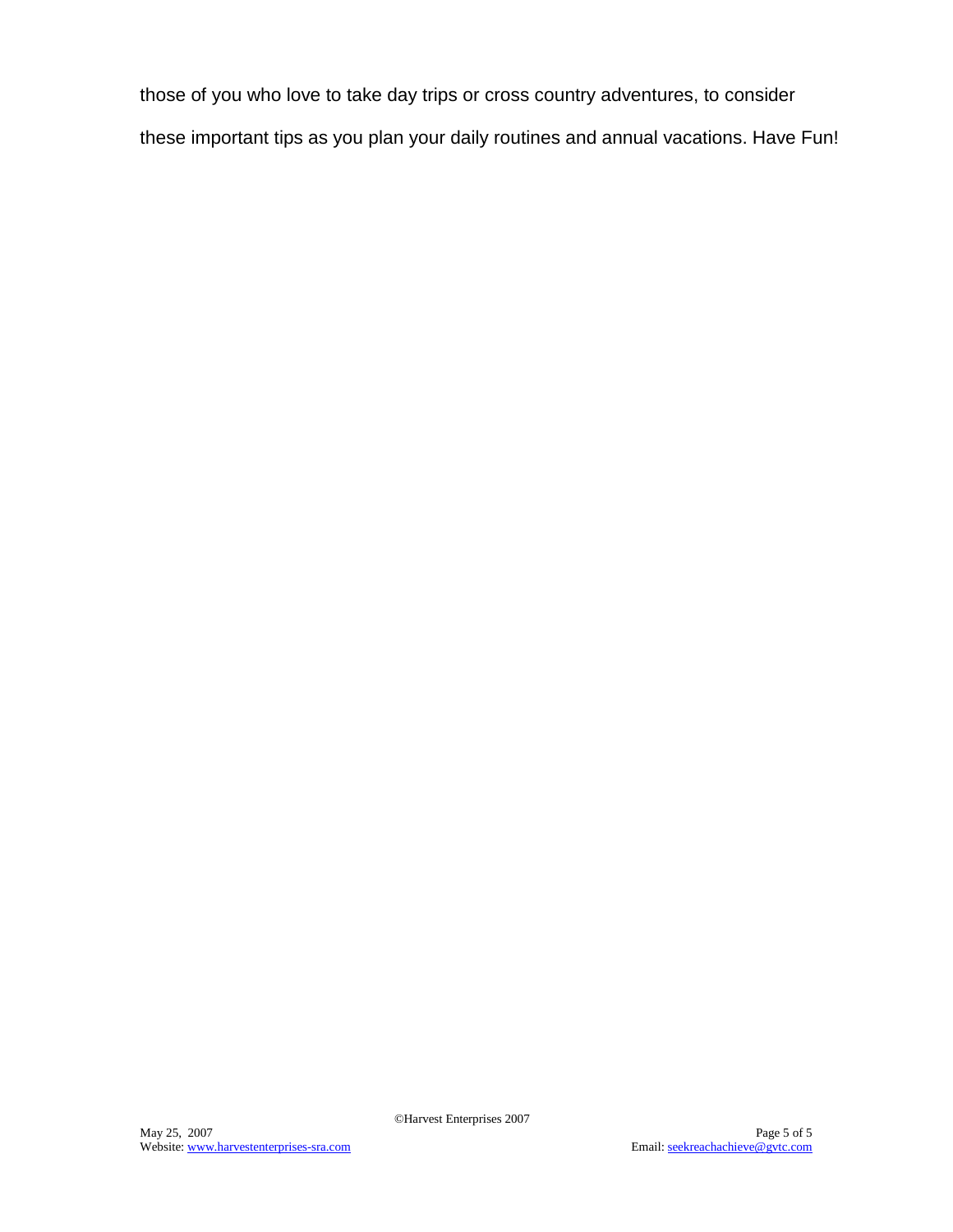those of you who love to take day trips or cross country adventures, to consider these important tips as you plan your daily routines and annual vacations. Have Fun!